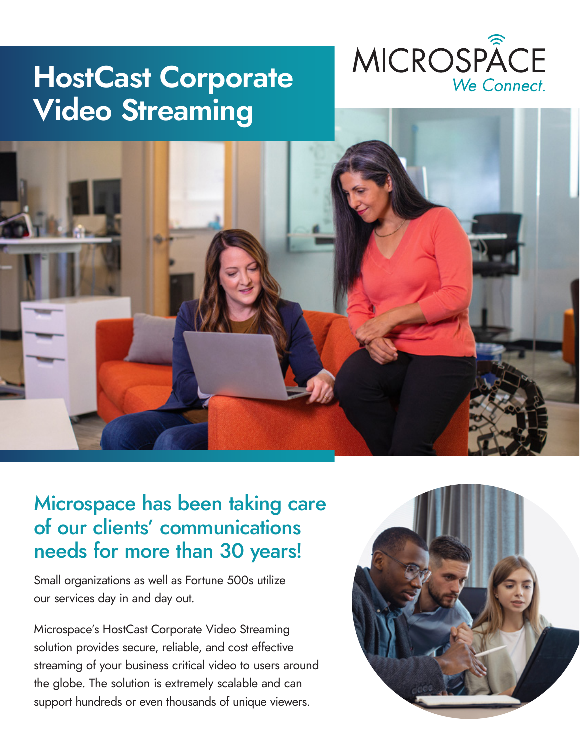# HostCast Corporate Video Streaming

MICROSPACE
*We Connect.*

## Microspace has been taking care of our clients' communications needs for more than 30 years!

Small organizations as well as Fortune 500s utilize our services day in and day out.

Microspace's HostCast Corporate Video Streaming solution provides secure, reliable, and cost effective streaming of your business critical video to users around the globe. The solution is extremely scalable and can support hundreds or even thousands of unique viewers.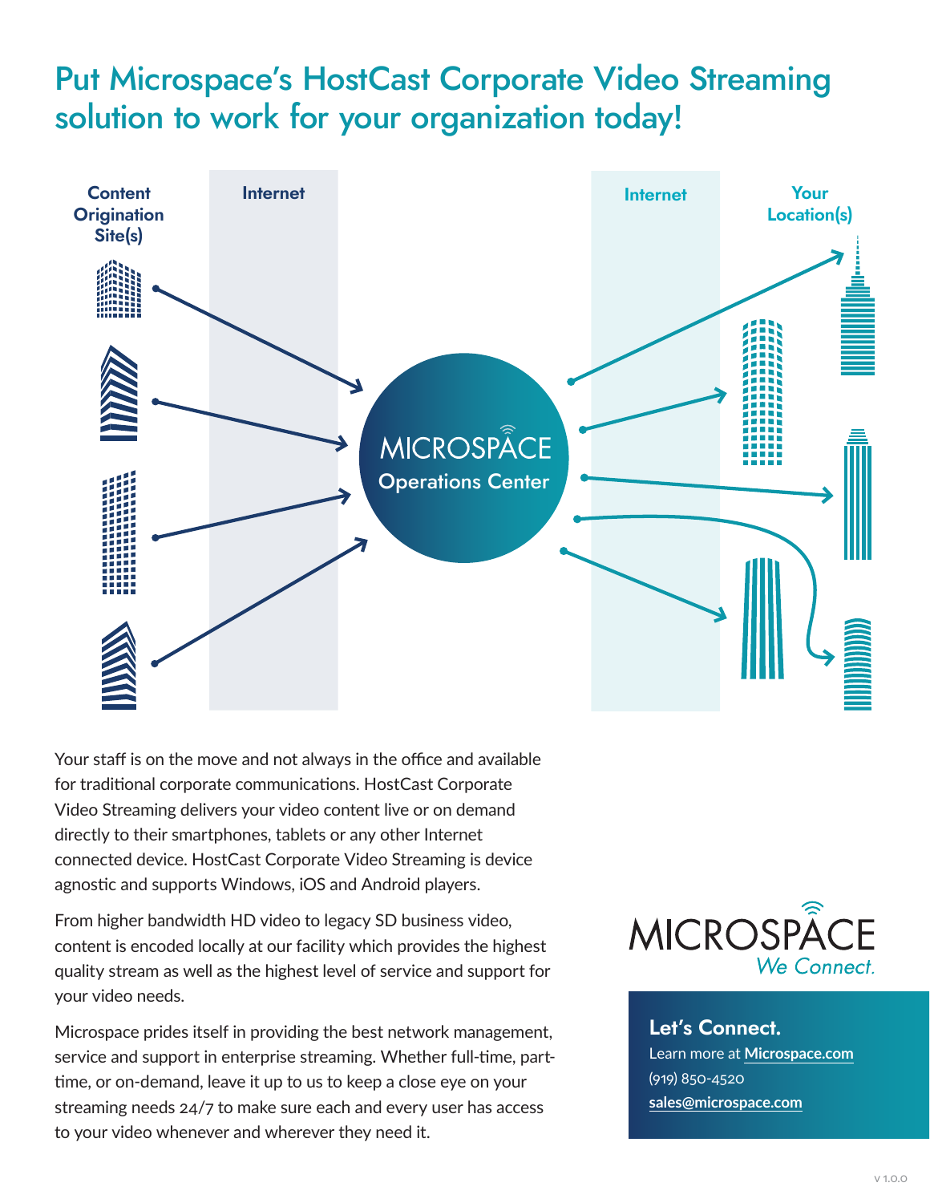# Put Microspace's HostCast Corporate Video Streaming solution to work for your organization today!

Content Origination Site(s)

Internet

MICROSPACE
Operations Center

Internet

Your Location(s)

Your staff is on the move and not always in the office and available for traditional corporate communications. HostCast Corporate Video Streaming delivers your video content live or on demand directly to their smartphones, tablets or any other Internet connected device. HostCast Corporate Video Streaming is device agnostic and supports Windows, iOS and Android players.

From higher bandwidth HD video to legacy SD business video, content is encoded locally at our facility which provides the highest quality stream as well as the highest level of service and support for your video needs.

Microspace prides itself in providing the best network management, service and support in enterprise streaming. Whether full-time, part-time, or on-demand, leave it up to us to keep a close eye on your streaming needs 24/7 to make sure each and every user has access to your video whenever and wherever they need it.

MICROSPACE
*We Connect.*

**Let's Connect.**

Learn more at **Microspace.com**

(919) 850-4520

**sales@microspace.com**

v 1.0.0